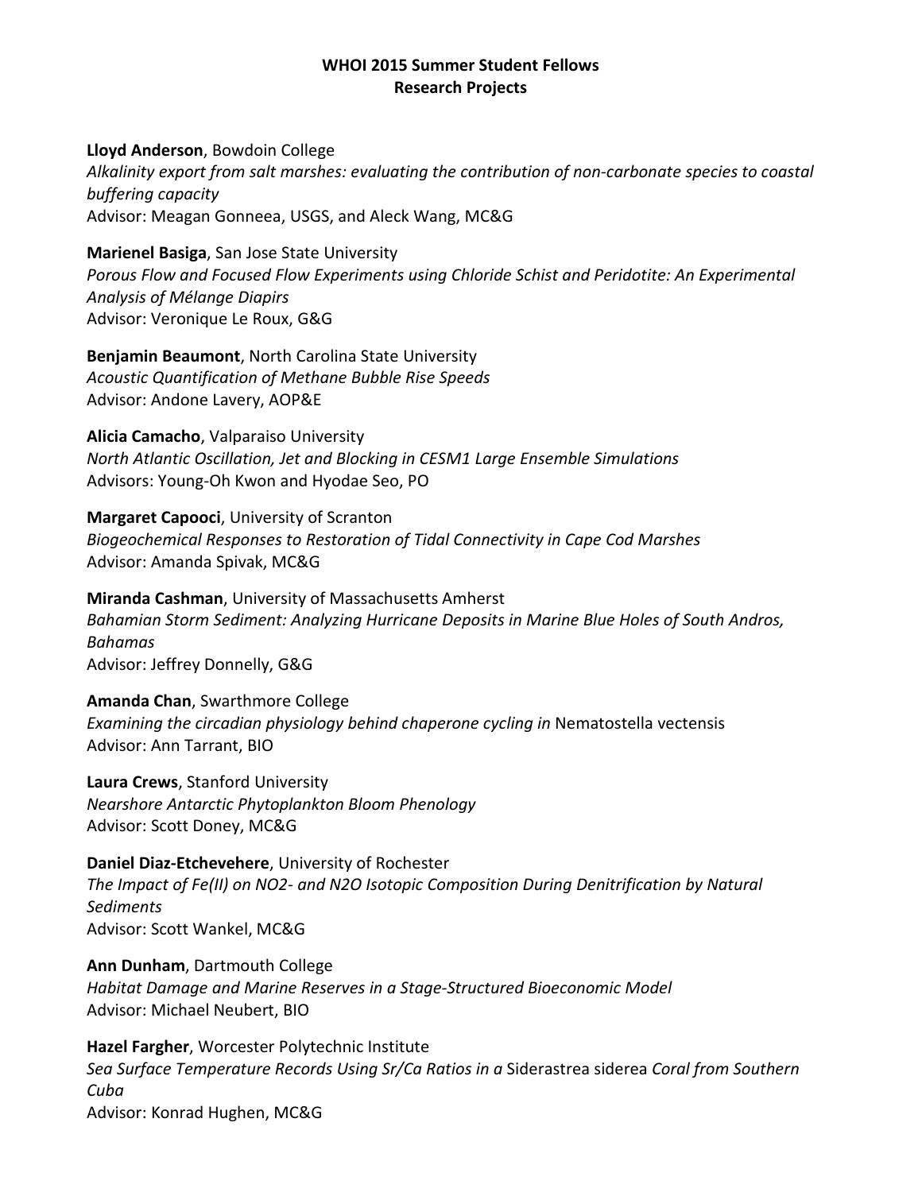# WHOI 2015 Summer Student Fellows
# Research Projects

**Lloyd Anderson**, Bowdoin College
*Alkalinity export from salt marshes: evaluating the contribution of non-carbonate species to coastal buffering capacity*
Advisor: Meagan Gonneea, USGS, and Aleck Wang, MC&G

**Marienel Basiga**, San Jose State University
*Porous Flow and Focused Flow Experiments using Chloride Schist and Peridotite: An Experimental Analysis of Mélange Diapirs*
Advisor: Veronique Le Roux, G&G

**Benjamin Beaumont**, North Carolina State University
*Acoustic Quantification of Methane Bubble Rise Speeds*
Advisor: Andone Lavery, AOP&E

**Alicia Camacho**, Valparaiso University
*North Atlantic Oscillation, Jet and Blocking in CESM1 Large Ensemble Simulations*
Advisors: Young-Oh Kwon and Hyodae Seo, PO

**Margaret Capooci**, University of Scranton
*Biogeochemical Responses to Restoration of Tidal Connectivity in Cape Cod Marshes*
Advisor: Amanda Spivak, MC&G

**Miranda Cashman**, University of Massachusetts Amherst
*Bahamian Storm Sediment: Analyzing Hurricane Deposits in Marine Blue Holes of South Andros, Bahamas*
Advisor: Jeffrey Donnelly, G&G

**Amanda Chan**, Swarthmore College
*Examining the circadian physiology behind chaperone cycling in* Nematostella vectensis
Advisor: Ann Tarrant, BIO

**Laura Crews**, Stanford University
*Nearshore Antarctic Phytoplankton Bloom Phenology*
Advisor: Scott Doney, MC&G

**Daniel Diaz-Etchevehere**, University of Rochester
*The Impact of Fe(II) on NO2- and N2O Isotopic Composition During Denitrification by Natural Sediments*
Advisor: Scott Wankel, MC&G

**Ann Dunham**, Dartmouth College
*Habitat Damage and Marine Reserves in a Stage-Structured Bioeconomic Model*
Advisor: Michael Neubert, BIO

**Hazel Fargher**, Worcester Polytechnic Institute
*Sea Surface Temperature Records Using Sr/Ca Ratios in a* Siderastrea siderea *Coral from Southern Cuba*
Advisor: Konrad Hughen, MC&G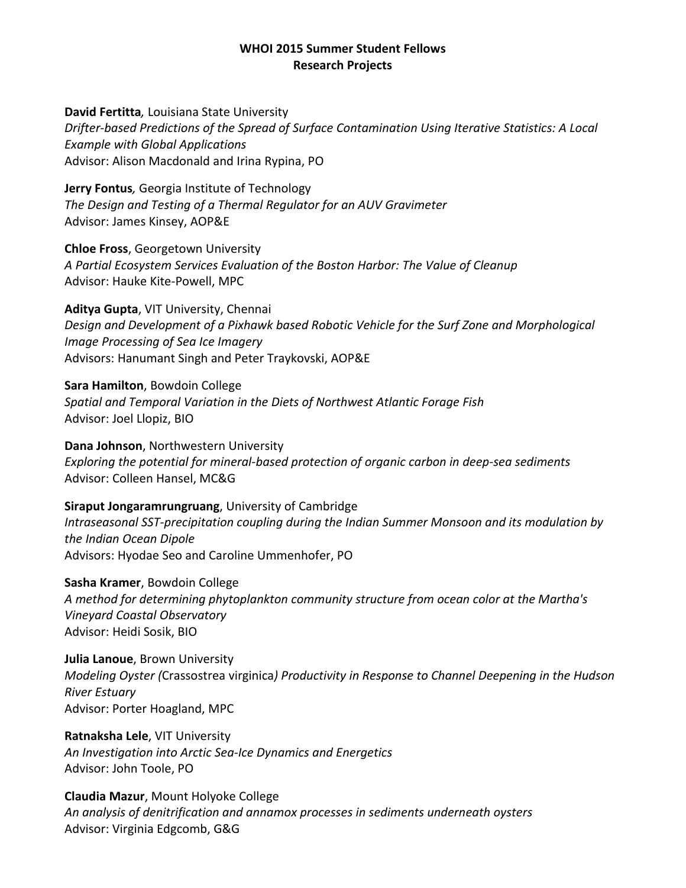**WHOI 2015 Summer Student Fellows**
**Research Projects**

**David Fertitta***,* Louisiana State University
*Drifter-based Predictions of the Spread of Surface Contamination Using Iterative Statistics: A Local Example with Global Applications*
Advisor: Alison Macdonald and Irina Rypina, PO

**Jerry Fontus***,* Georgia Institute of Technology
*The Design and Testing of a Thermal Regulator for an AUV Gravimeter*
Advisor: James Kinsey, AOP&E

**Chloe Fross**, Georgetown University
*A Partial Ecosystem Services Evaluation of the Boston Harbor: The Value of Cleanup*
Advisor: Hauke Kite-Powell, MPC

**Aditya Gupta**, VIT University, Chennai
*Design and Development of a Pixhawk based Robotic Vehicle for the Surf Zone and Morphological Image Processing of Sea Ice Imagery*
Advisors: Hanumant Singh and Peter Traykovski, AOP&E

**Sara Hamilton**, Bowdoin College
*Spatial and Temporal Variation in the Diets of Northwest Atlantic Forage Fish*
Advisor: Joel Llopiz, BIO

**Dana Johnson**, Northwestern University
*Exploring the potential for mineral-based protection of organic carbon in deep-sea sediments*
Advisor: Colleen Hansel, MC&G

**Siraput Jongaramrungruang**, University of Cambridge
*Intraseasonal SST-precipitation coupling during the Indian Summer Monsoon and its modulation by the Indian Ocean Dipole*
Advisors: Hyodae Seo and Caroline Ummenhofer, PO

**Sasha Kramer**, Bowdoin College
*A method for determining phytoplankton community structure from ocean color at the Martha's Vineyard Coastal Observatory*
Advisor: Heidi Sosik, BIO

**Julia Lanoue**, Brown University
*Modeling Oyster (*Crassostrea virginica*) Productivity in Response to Channel Deepening in the Hudson River Estuary*
Advisor: Porter Hoagland, MPC

**Ratnaksha Lele**, VIT University
*An Investigation into Arctic Sea-Ice Dynamics and Energetics*
Advisor: John Toole, PO

**Claudia Mazur**, Mount Holyoke College
*An analysis of denitrification and annamox processes in sediments underneath oysters*
Advisor: Virginia Edgcomb, G&G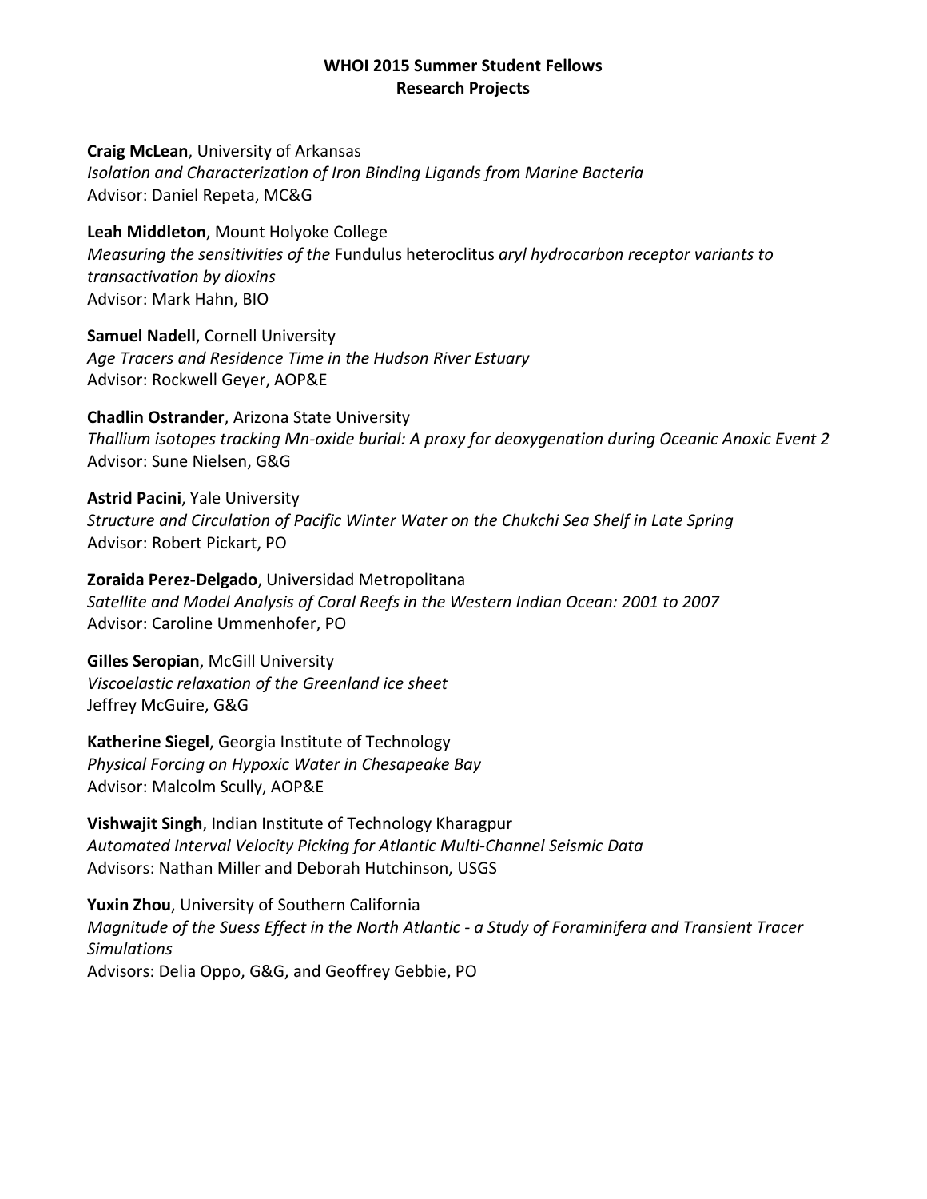**WHOI 2015 Summer Student Fellows**
**Research Projects**

**Craig McLean**, University of Arkansas
*Isolation and Characterization of Iron Binding Ligands from Marine Bacteria*
Advisor: Daniel Repeta, MC&G

**Leah Middleton**, Mount Holyoke College
*Measuring the sensitivities of the* Fundulus heteroclitus *aryl hydrocarbon receptor variants to transactivation by dioxins*
Advisor: Mark Hahn, BIO

**Samuel Nadell**, Cornell University
*Age Tracers and Residence Time in the Hudson River Estuary*
Advisor: Rockwell Geyer, AOP&E

**Chadlin Ostrander**, Arizona State University
*Thallium isotopes tracking Mn-oxide burial: A proxy for deoxygenation during Oceanic Anoxic Event 2*
Advisor: Sune Nielsen, G&G

**Astrid Pacini**, Yale University
*Structure and Circulation of Pacific Winter Water on the Chukchi Sea Shelf in Late Spring*
Advisor: Robert Pickart, PO

**Zoraida Perez-Delgado**, Universidad Metropolitana
*Satellite and Model Analysis of Coral Reefs in the Western Indian Ocean: 2001 to 2007*
Advisor: Caroline Ummenhofer, PO

**Gilles Seropian**, McGill University
*Viscoelastic relaxation of the Greenland ice sheet*
Jeffrey McGuire, G&G

**Katherine Siegel**, Georgia Institute of Technology
*Physical Forcing on Hypoxic Water in Chesapeake Bay*
Advisor: Malcolm Scully, AOP&E

**Vishwajit Singh**, Indian Institute of Technology Kharagpur
*Automated Interval Velocity Picking for Atlantic Multi-Channel Seismic Data*
Advisors: Nathan Miller and Deborah Hutchinson, USGS

**Yuxin Zhou**, University of Southern California
*Magnitude of the Suess Effect in the North Atlantic - a Study of Foraminifera and Transient Tracer Simulations*
Advisors: Delia Oppo, G&G, and Geoffrey Gebbie, PO